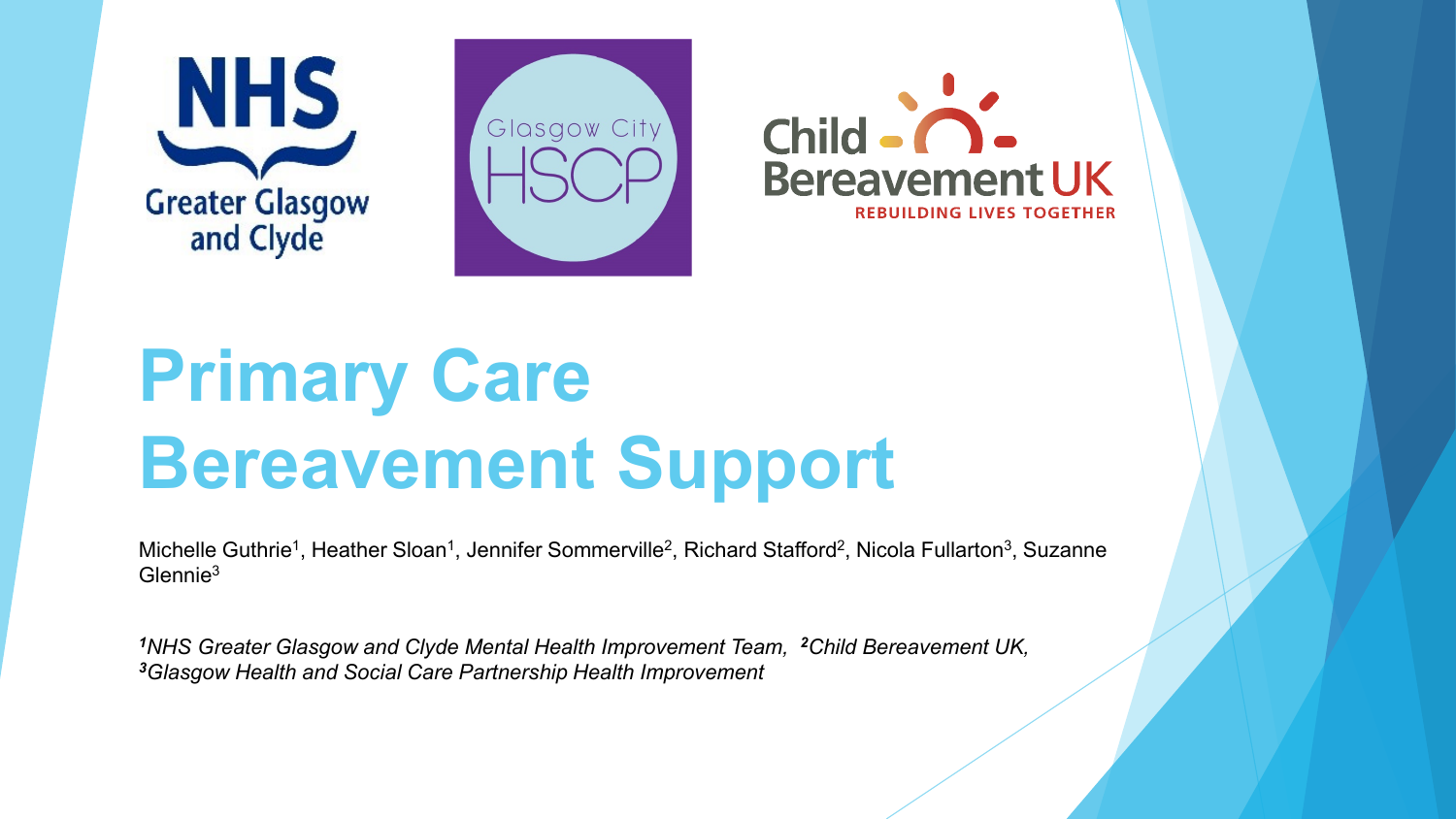# Primary Care Bereavement Support

Michelle Guthrie[1], Heather Sloan[1], Jennifer Sommerville[2], Richard Stafford[2], Nicola Fullarton[3], Suzanne Glennie[3]

*[1]NHS Greater Glasgow and Clyde Mental Health Improvement Team, [2]Child Bereavement UK, [3]Glasgow Health and Social Care Partnership Health Improvement*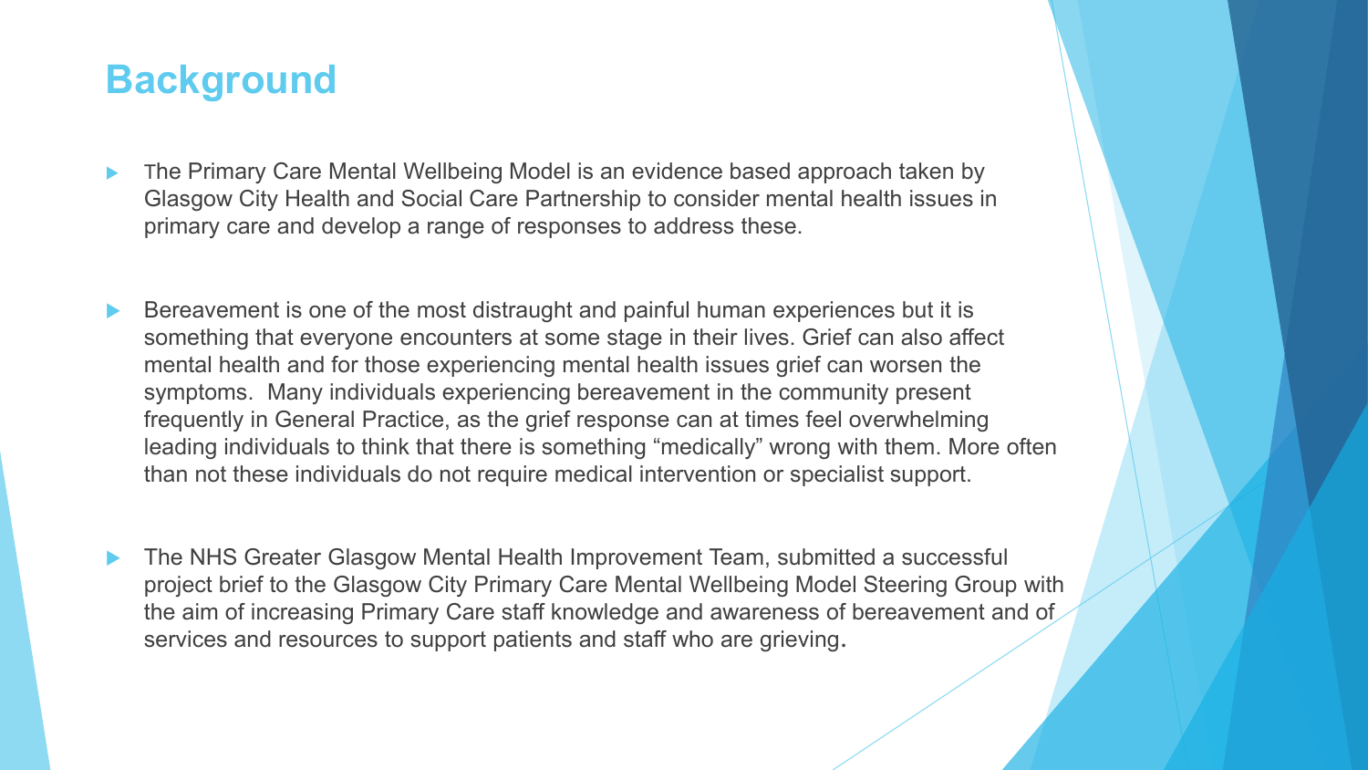# Background

- The Primary Care Mental Wellbeing Model is an evidence based approach taken by Glasgow City Health and Social Care Partnership to consider mental health issues in primary care and develop a range of responses to address these.

- Bereavement is one of the most distraught and painful human experiences but it is something that everyone encounters at some stage in their lives. Grief can also affect mental health and for those experiencing mental health issues grief can worsen the symptoms. Many individuals experiencing bereavement in the community present frequently in General Practice, as the grief response can at times feel overwhelming leading individuals to think that there is something "medically" wrong with them. More often than not these individuals do not require medical intervention or specialist support.

- The NHS Greater Glasgow Mental Health Improvement Team, submitted a successful project brief to the Glasgow City Primary Care Mental Wellbeing Model Steering Group with the aim of increasing Primary Care staff knowledge and awareness of bereavement and of services and resources to support patients and staff who are grieving.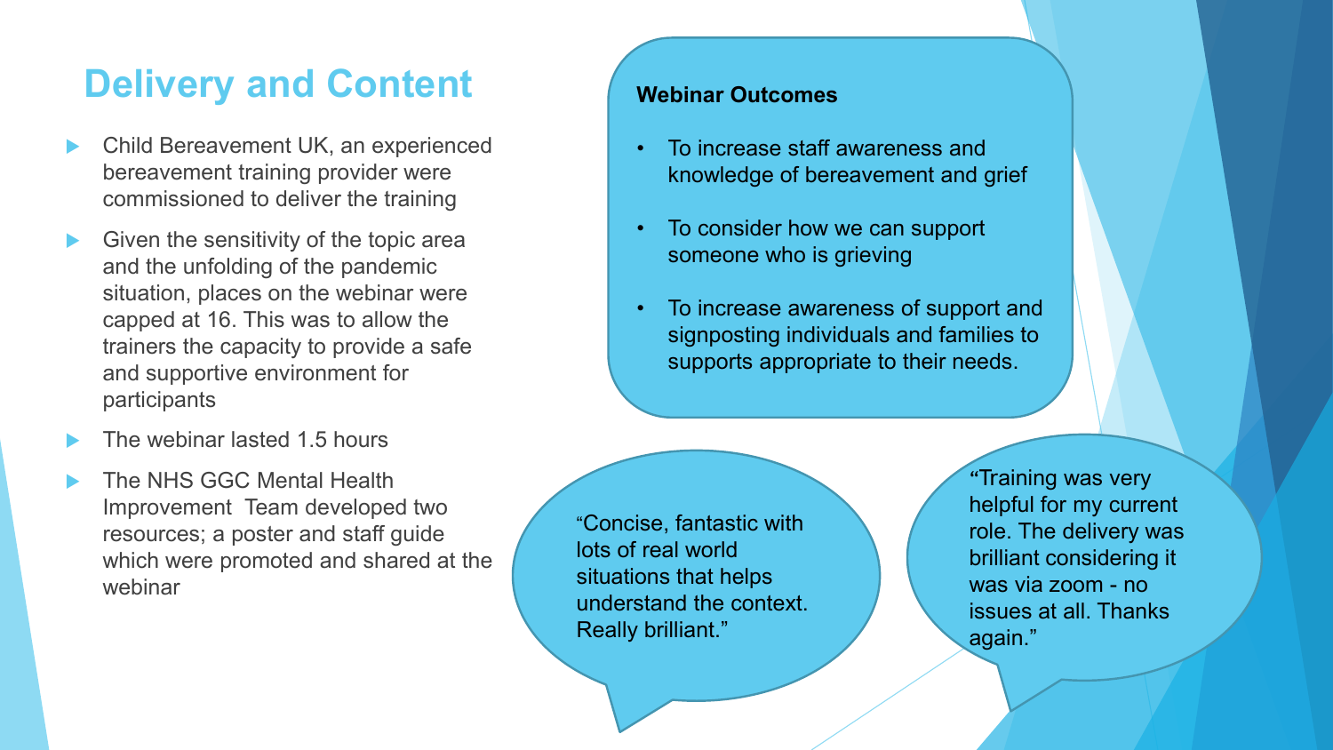# Delivery and Content

- Child Bereavement UK, an experienced bereavement training provider were commissioned to deliver the training
- Given the sensitivity of the topic area and the unfolding of the pandemic situation, places on the webinar were capped at 16. This was to allow the trainers the capacity to provide a safe and supportive environment for participants
- The webinar lasted 1.5 hours
- The NHS GGC Mental Health Improvement Team developed two resources; a poster and staff guide which were promoted and shared at the webinar

**Webinar Outcomes**

- To increase staff awareness and knowledge of bereavement and grief
- To consider how we can support someone who is grieving
- To increase awareness of support and signposting individuals and families to supports appropriate to their needs.

“Concise, fantastic with lots of real world situations that helps understand the context. Really brilliant.”

“Training was very helpful for my current role. The delivery was brilliant considering it was via zoom - no issues at all. Thanks again.”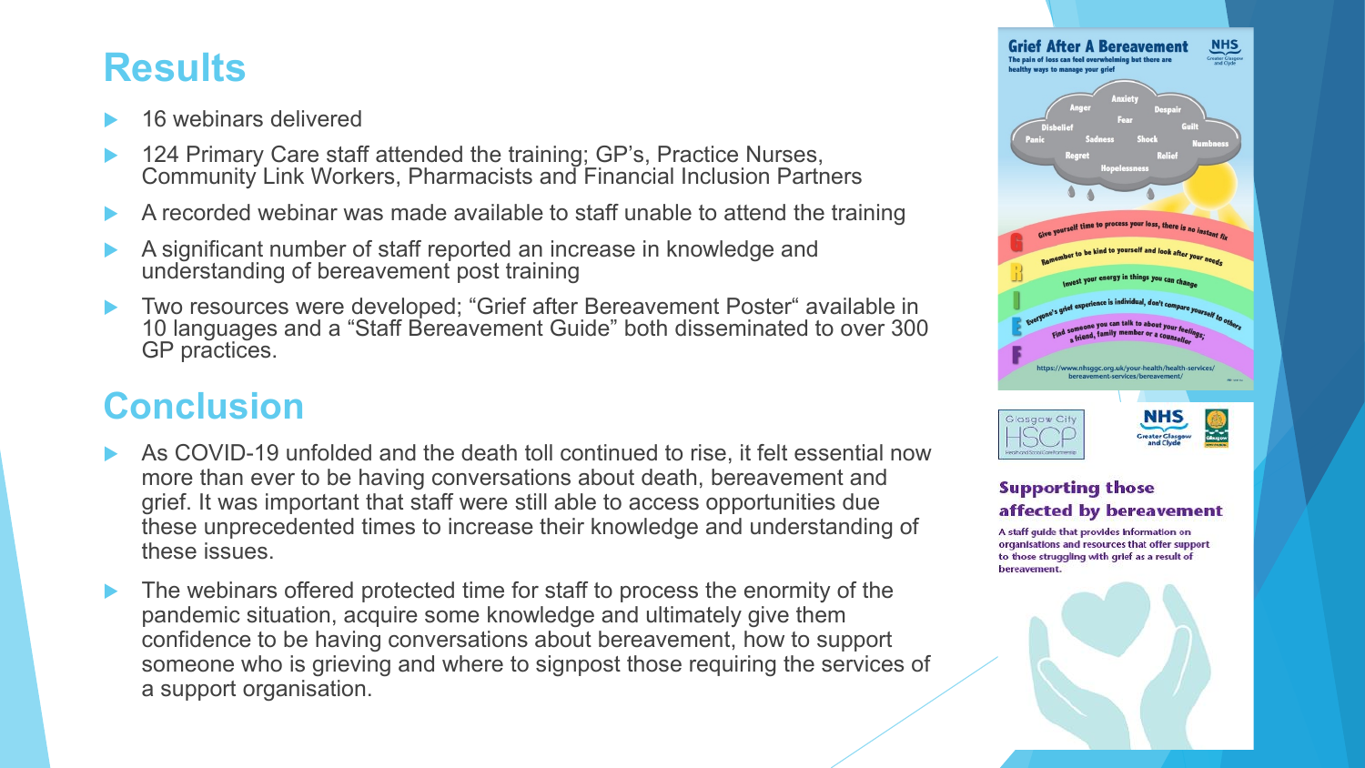## Results

- 16 webinars delivered
- 124 Primary Care staff attended the training; GP's, Practice Nurses, Community Link Workers, Pharmacists and Financial Inclusion Partners
- A recorded webinar was made available to staff unable to attend the training
- A significant number of staff reported an increase in knowledge and understanding of bereavement post training
- Two resources were developed; "Grief after Bereavement Poster" available in 10 languages and a "Staff Bereavement Guide" both disseminated to over 300 GP practices.

## Conclusion

- As COVID-19 unfolded and the death toll continued to rise, it felt essential now more than ever to be having conversations about death, bereavement and grief. It was important that staff were still able to access opportunities due these unprecedented times to increase their knowledge and understanding of these issues.
- The webinars offered protected time for staff to process the enormity of the pandemic situation, acquire some knowledge and ultimately give them confidence to be having conversations about bereavement, how to support someone who is grieving and where to signpost those requiring the services of a support organisation.

**Grief After A Bereavement**

The pain of loss can feel overwhelming but there are healthy ways to manage your grief

Anxiety, Anger, Despair, Fear, Disbelief, Guilt, Panic, Sadness, Shock, Numbness, Regret, Relief, Hopelessness

- **G** Give yourself time to process your loss, there is no instant fix
- **R** Remember to be kind to yourself and look after your needs
- **I** Invest your energy in things you can change
- **E** Everyone's grief experience is individual, don't compare yourself to others
- **F** Find someone you can talk to about your feelings; a friend, family member or a counsellor

https://www.nhsggc.org.uk/your-health/health-services/bereavement-services/bereavement/

**Supporting those affected by bereavement**

A staff guide that provides information on organisations and resources that offer support to those struggling with grief as a result of bereavement.